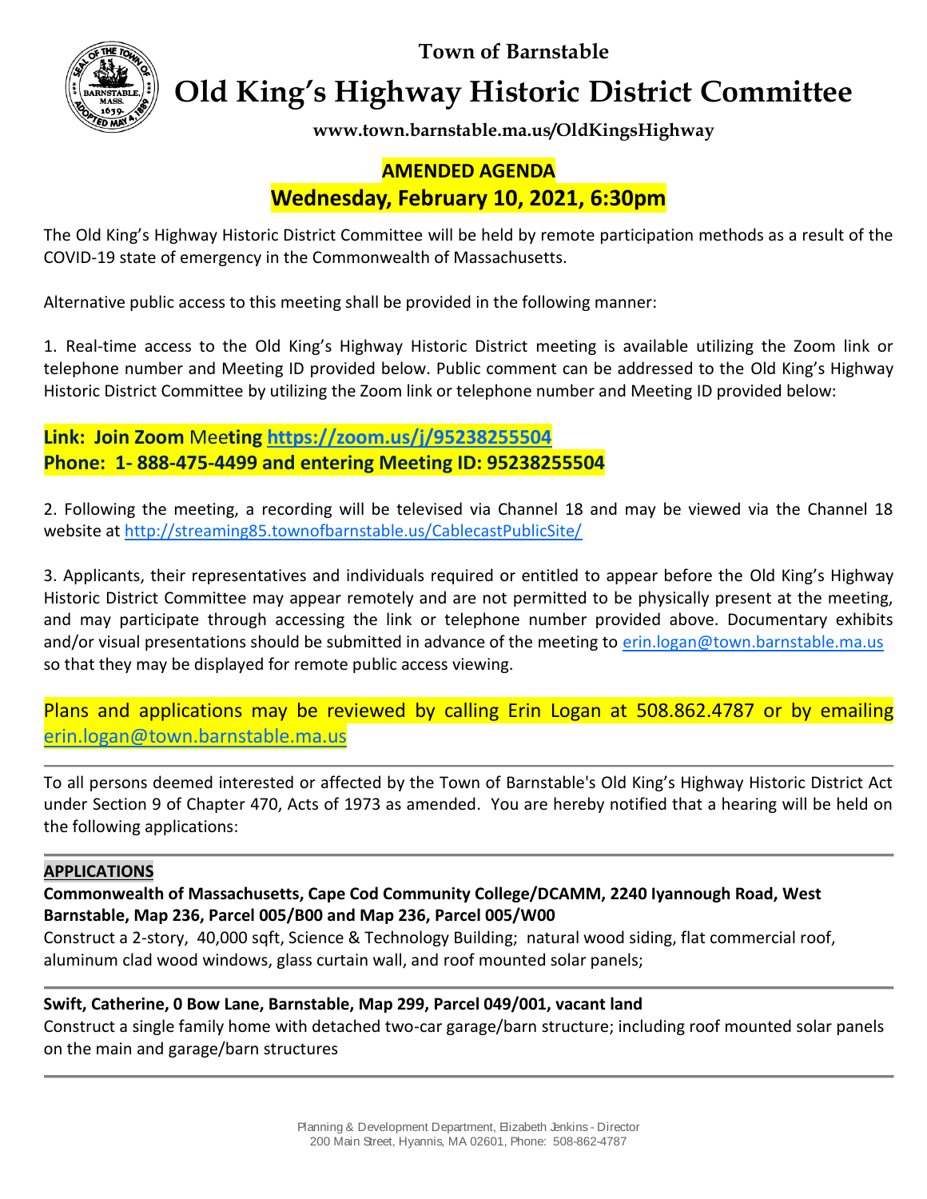# Town of Barnstable

# Old King's Highway Historic District Committee

**www.town.barnstable.ma.us/OldKingsHighway**

**AMENDED AGENDA**

**Wednesday, February 10, 2021, 6:30pm**

The Old King's Highway Historic District Committee will be held by remote participation methods as a result of the COVID-19 state of emergency in the Commonwealth of Massachusetts.

Alternative public access to this meeting shall be provided in the following manner:

1. Real-time access to the Old King's Highway Historic District meeting is available utilizing the Zoom link or telephone number and Meeting ID provided below. Public comment can be addressed to the Old King's Highway Historic District Committee by utilizing the Zoom link or telephone number and Meeting ID provided below:

**Link: Join Zoom Meeting https://zoom.us/j/95238255504**
**Phone: 1- 888-475-4499 and entering Meeting ID: 95238255504**

2. Following the meeting, a recording will be televised via Channel 18 and may be viewed via the Channel 18 website at http://streaming85.townofbarnstable.us/CablecastPublicSite/

3. Applicants, their representatives and individuals required or entitled to appear before the Old King's Highway Historic District Committee may appear remotely and are not permitted to be physically present at the meeting, and may participate through accessing the link or telephone number provided above. Documentary exhibits and/or visual presentations should be submitted in advance of the meeting to erin.logan@town.barnstable.ma.us so that they may be displayed for remote public access viewing.

Plans and applications may be reviewed by calling Erin Logan at 508.862.4787 or by emailing erin.logan@town.barnstable.ma.us

---

To all persons deemed interested or affected by the Town of Barnstable's Old King's Highway Historic District Act under Section 9 of Chapter 470, Acts of 1973 as amended. You are hereby notified that a hearing will be held on the following applications:

---

**APPLICATIONS**

**Commonwealth of Massachusetts, Cape Cod Community College/DCAMM, 2240 Iyannough Road, West Barnstable, Map 236, Parcel 005/B00 and Map 236, Parcel 005/W00**

Construct a 2-story, 40,000 sqft, Science & Technology Building; natural wood siding, flat commercial roof, aluminum clad wood windows, glass curtain wall, and roof mounted solar panels;

---

**Swift, Catherine, 0 Bow Lane, Barnstable, Map 299, Parcel 049/001, vacant land**

Construct a single family home with detached two-car garage/barn structure; including roof mounted solar panels on the main and garage/barn structures

---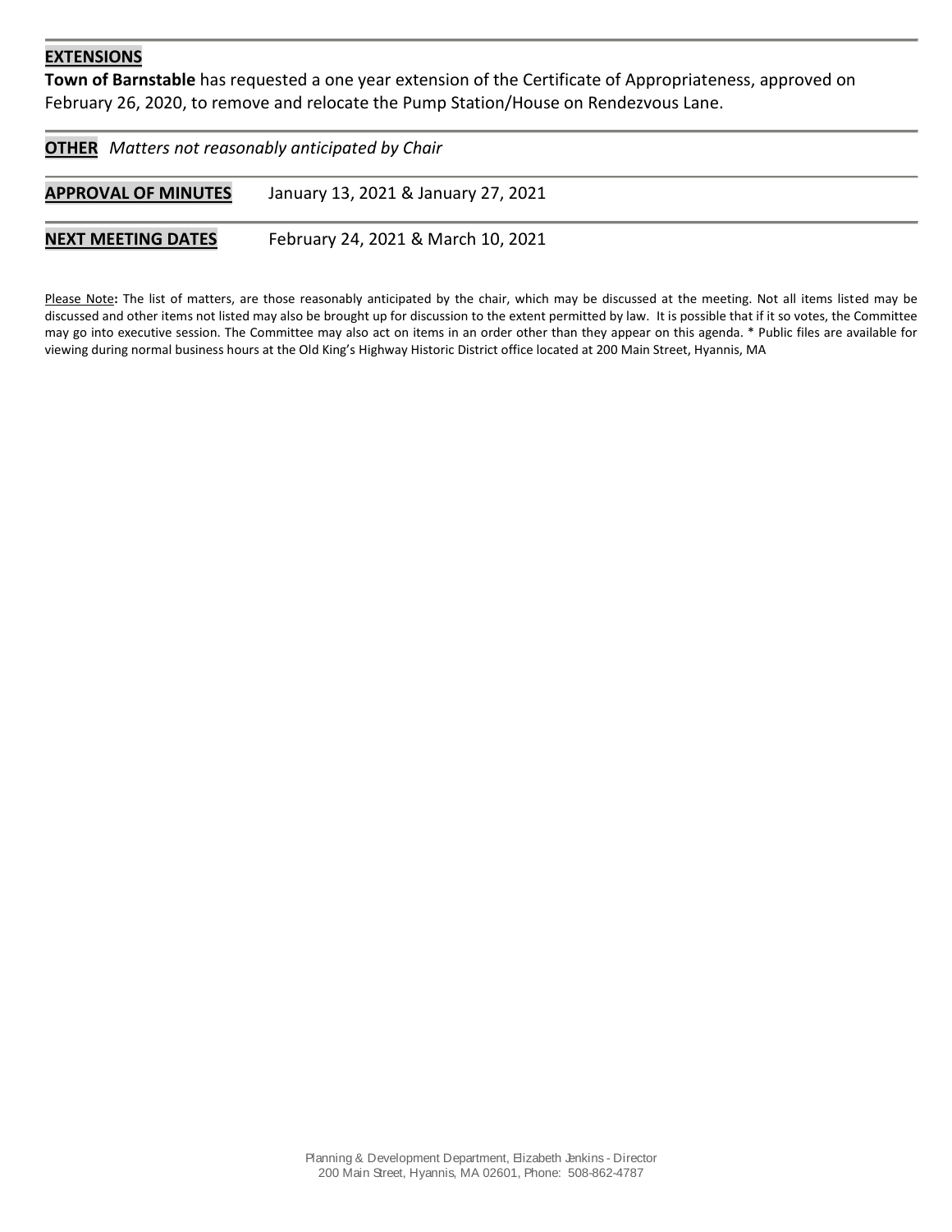**EXTENSIONS**

**Town of Barnstable** has requested a one year extension of the Certificate of Appropriateness, approved on February 26, 2020, to remove and relocate the Pump Station/House on Rendezvous Lane.

**OTHER** *Matters not reasonably anticipated by Chair*

**APPROVAL OF MINUTES** January 13, 2021 & January 27, 2021

**NEXT MEETING DATES** February 24, 2021 & March 10, 2021

Please Note**:** The list of matters, are those reasonably anticipated by the chair, which may be discussed at the meeting. Not all items listed may be discussed and other items not listed may also be brought up for discussion to the extent permitted by law. It is possible that if it so votes, the Committee may go into executive session. The Committee may also act on items in an order other than they appear on this agenda. * Public files are available for viewing during normal business hours at the Old King's Highway Historic District office located at 200 Main Street, Hyannis, MA

Planning & Development Department, Elizabeth Jenkins - Director
200 Main Street, Hyannis, MA 02601, Phone: 508-862-4787